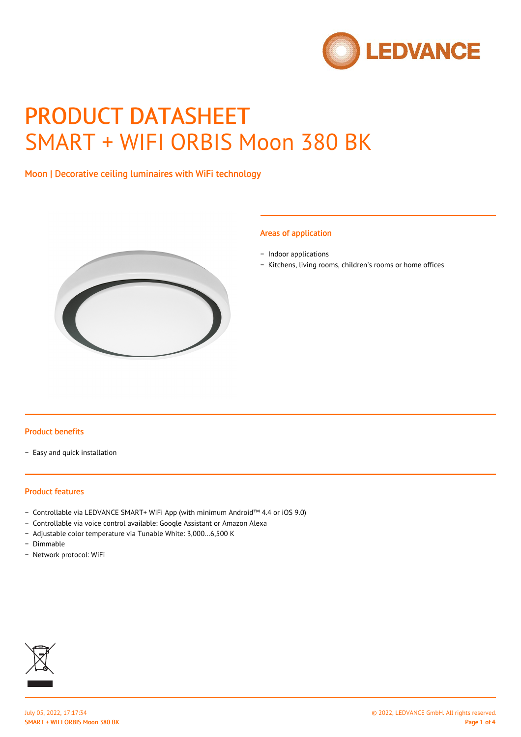# PRODUCT DATASHEET

## SMART + WIFI ORBIS Moon 380 BK

Moon | Decorative ceiling luminaires with WiFi technology

### Areas of application

- Indoor applications
- Kitchens, living rooms, children's rooms or home offices

### Product benefits

- Easy and quick installation

### Product features

- Controllable via LEDVANCE SMART+ WiFi App (with minimum Android™ 4.4 or iOS 9.0)
- Controllable via voice control available: Google Assistant or Amazon Alexa
- Adjustable color temperature via Tunable White: 3,000…6,500 K
- Dimmable
- Network protocol: WiFi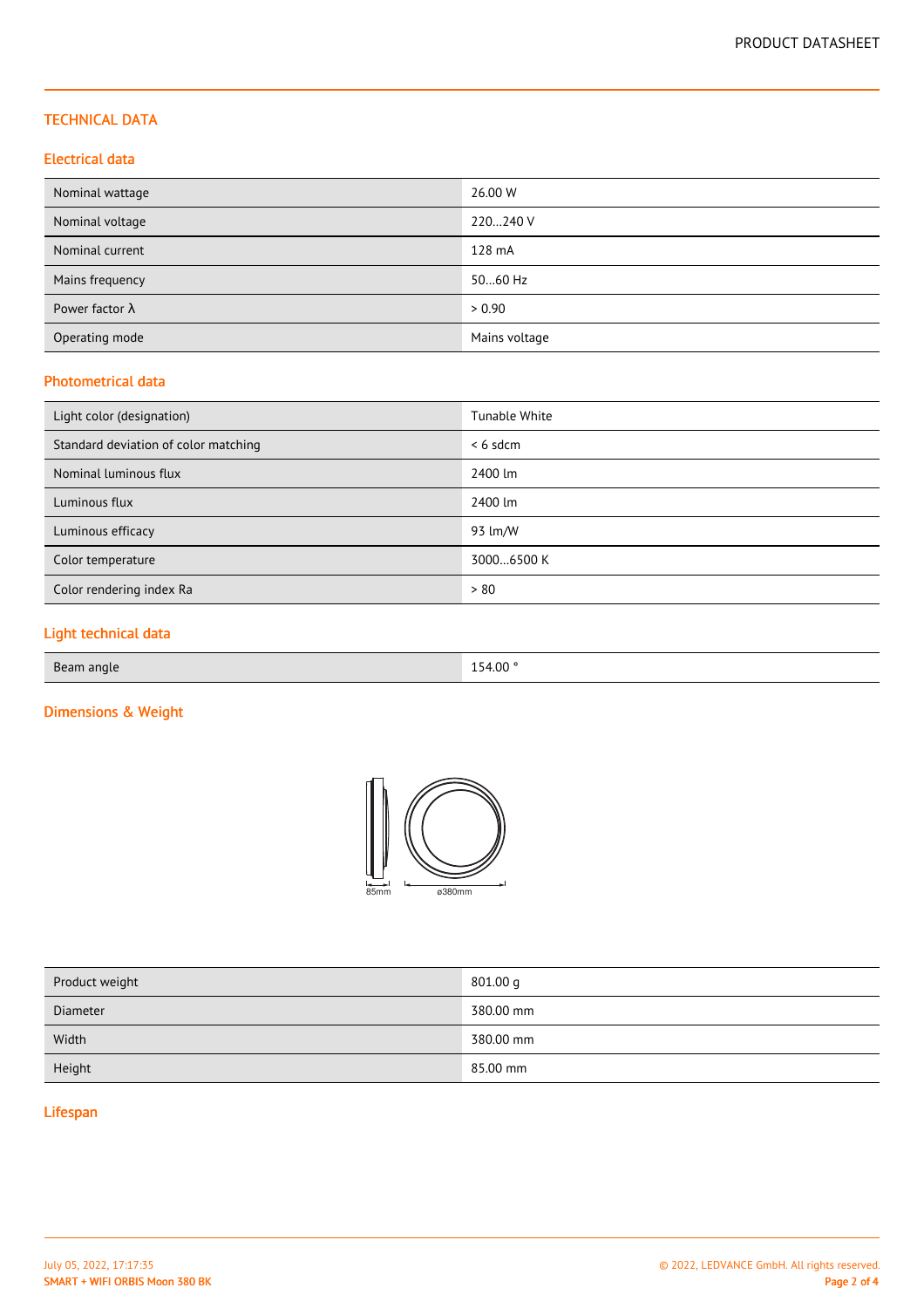## TECHNICAL DATA

### Electrical data

| | |
|---|---|
| Nominal wattage | 26.00 W |
| Nominal voltage | 220…240 V |
| Nominal current | 128 mA |
| Mains frequency | 50…60 Hz |
| Power factor λ | > 0.90 |
| Operating mode | Mains voltage |

### Photometrical data

| | |
|---|---|
| Light color (designation) | Tunable White |
| Standard deviation of color matching | < 6 sdcm |
| Nominal luminous flux | 2400 lm |
| Luminous flux | 2400 lm |
| Luminous efficacy | 93 lm/W |
| Color temperature | 3000…6500 K |
| Color rendering index Ra | > 80 |

### Light technical data

| | |
|---|---|
| Beam angle | 154.00 ° |

### Dimensions & Weight

85mm ø380mm

| | |
|---|---|
| Product weight | 801.00 g |
| Diameter | 380.00 mm |
| Width | 380.00 mm |
| Height | 85.00 mm |

### Lifespan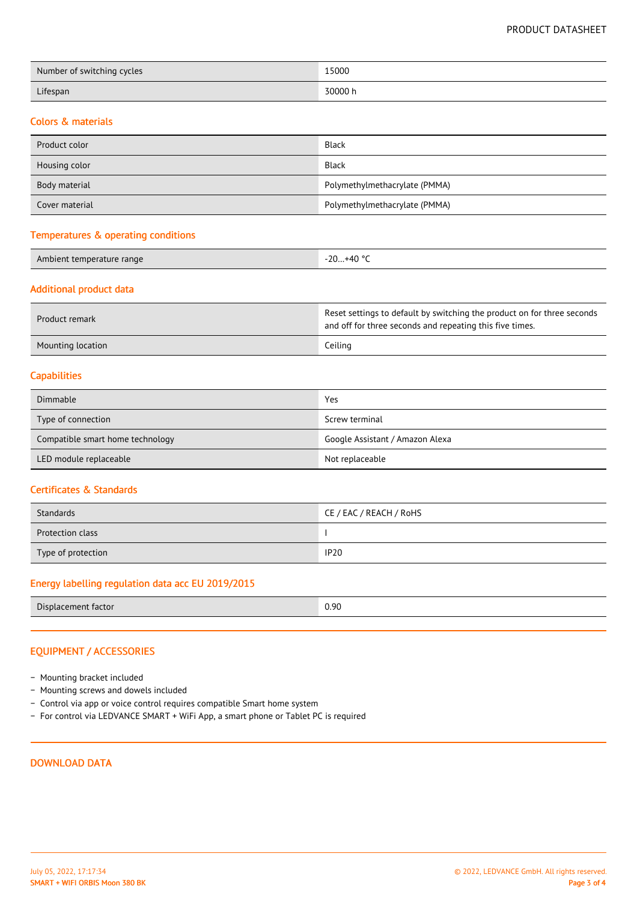| | |
|---|---|
| Number of switching cycles | 15000 |
| Lifespan | 30000 h |

## Colors & materials

| | |
|---|---|
| Product color | Black |
| Housing color | Black |
| Body material | Polymethylmethacrylate (PMMA) |
| Cover material | Polymethylmethacrylate (PMMA) |

## Temperatures & operating conditions

| | |
|---|---|
| Ambient temperature range | -20…+40 °C |

## Additional product data

| | |
|---|---|
| Product remark | Reset settings to default by switching the product on for three seconds and off for three seconds and repeating this five times. |
| Mounting location | Ceiling |

## Capabilities

| | |
|---|---|
| Dimmable | Yes |
| Type of connection | Screw terminal |
| Compatible smart home technology | Google Assistant / Amazon Alexa |
| LED module replaceable | Not replaceable |

## Certificates & Standards

| | |
|---|---|
| Standards | CE / EAC / REACH / RoHS |
| Protection class | I |
| Type of protection | IP20 |

## Energy labelling regulation data acc EU 2019/2015

| | |
|---|---|
| Displacement factor | 0.90 |

## EQUIPMENT / ACCESSORIES

- Mounting bracket included
- Mounting screws and dowels included
- Control via app or voice control requires compatible Smart home system
- For control via LEDVANCE SMART + WiFi App, a smart phone or Tablet PC is required

## DOWNLOAD DATA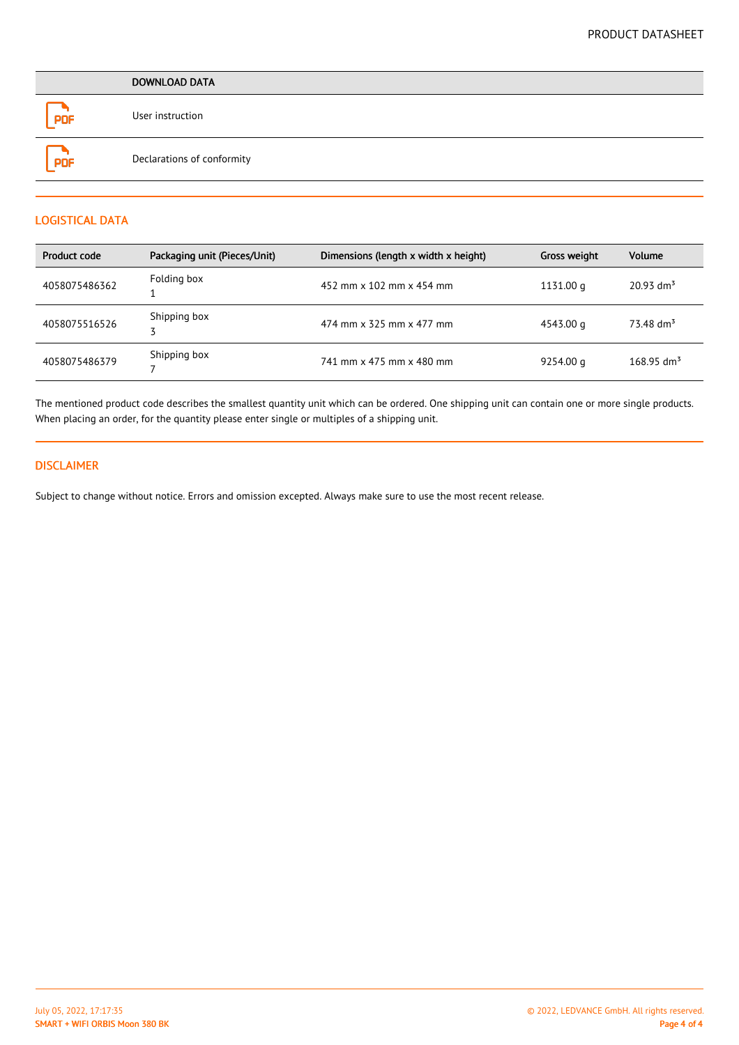| | DOWNLOAD DATA |
|---|---|
| PDF | User instruction |
| PDF | Declarations of conformity |

## LOGISTICAL DATA

| Product code | Packaging unit (Pieces/Unit) | Dimensions (length x width x height) | Gross weight | Volume |
|---|---|---|---|---|
| 4058075486362 | Folding box 1 | 452 mm x 102 mm x 454 mm | 1131.00 g | 20.93 $dm^3$ |
| 4058075516526 | Shipping box 3 | 474 mm x 325 mm x 477 mm | 4543.00 g | 73.48 $dm^3$ |
| 4058075486379 | Shipping box 7 | 741 mm x 475 mm x 480 mm | 9254.00 g | 168.95 $dm^3$ |

The mentioned product code describes the smallest quantity unit which can be ordered. One shipping unit can contain one or more single products. When placing an order, for the quantity please enter single or multiples of a shipping unit.

## DISCLAIMER

Subject to change without notice. Errors and omission excepted. Always make sure to use the most recent release.